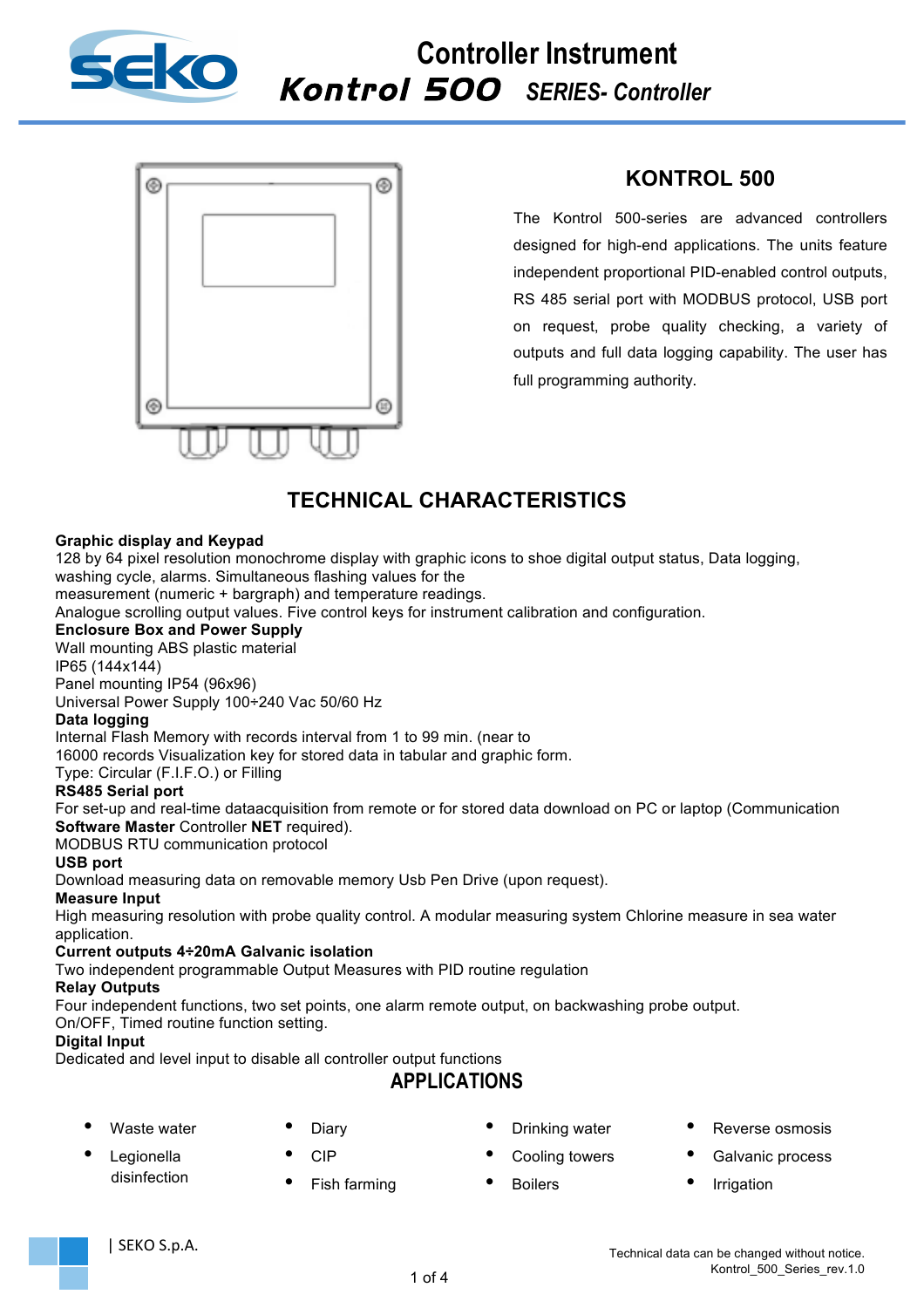# Controller Instrument

## Kontrol 500 SERIES- Controller

## KONTROL 500

The Kontrol 500-series are advanced controllers designed for high-end applications. The units feature independent proportional PID-enabled control outputs, RS 485 serial port with MODBUS protocol, USB port on request, probe quality checking, a variety of outputs and full data logging capability. The user has full programming authority.

## TECHNICAL CHARACTERISTICS

**Graphic display and Keypad**
128 by 64 pixel resolution monochrome display with graphic icons to shoe digital output status, Data logging, washing cycle, alarms. Simultaneous flashing values for the
measurement (numeric + bargraph) and temperature readings.
Analogue scrolling output values. Five control keys for instrument calibration and configuration.

**Enclosure Box and Power Supply**
Wall mounting ABS plastic material
IP65 (144x144)
Panel mounting IP54 (96x96)
Universal Power Supply 100÷240 Vac 50/60 Hz

**Data logging**
Internal Flash Memory with records interval from 1 to 99 min. (near to
16000 records Visualization key for stored data in tabular and graphic form.
Type: Circular (F.I.F.O.) or Filling

**RS485 Serial port**
For set-up and real-time dataacquisition from remote or for stored data download on PC or laptop (Communication **Software Master** Controller **NET** required).
MODBUS RTU communication protocol

**USB port**
Download measuring data on removable memory Usb Pen Drive (upon request).

**Measure Input**
High measuring resolution with probe quality control. A modular measuring system Chlorine measure in sea water application.

**Current outputs 4÷20mA Galvanic isolation**
Two independent programmable Output Measures with PID routine regulation

**Relay Outputs**
Four independent functions, two set points, one alarm remote output, on backwashing probe output.
On/OFF, Timed routine function setting.

**Digital Input**
Dedicated and level input to disable all controller output functions

## APPLICATIONS

- Waste water
- Legionella disinfection
- Diary
- CIP
- Fish farming
- Drinking water
- Cooling towers
- Boilers
- Reverse osmosis
- Galvanic process
- Irrigation

| SEKO S.p.A.

Technical data can be changed without notice.
Kontrol_500_Series_rev.1.0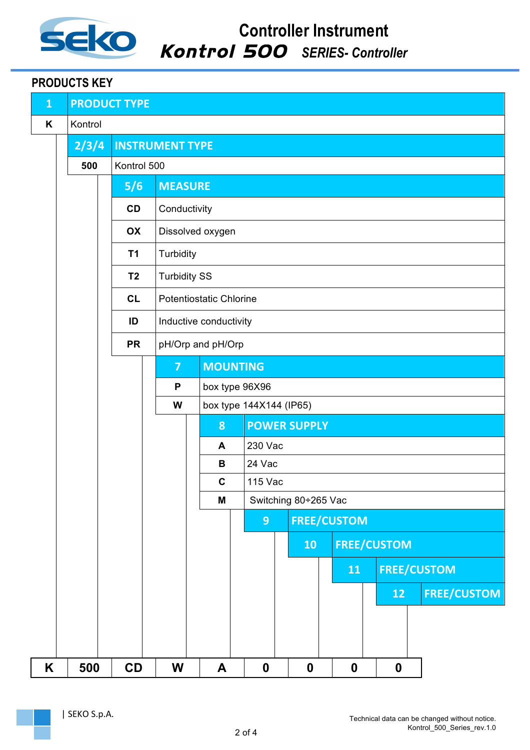# Controller Instrument

## Kontrol 500 SERIES- Controller

### PRODUCTS KEY

| 1 | PRODUCT TYPE |
|---|---|
| K | Kontrol |

| 2/3/4 | INSTRUMENT TYPE |
|---|---|
| 500 | Kontrol 500 |

| 5/6 | MEASURE |
|---|---|
| CD | Conductivity |
| OX | Dissolved oxygen |
| T1 | Turbidity |
| T2 | Turbidity SS |
| CL | Potentiostatic Chlorine |
| ID | Inductive conductivity |
| PR | pH/Orp and pH/Orp |

| 7 | MOUNTING |
|---|---|
| P | box type 96X96 |
| W | box type 144X144 (IP65) |

| 8 | POWER SUPPLY |
|---|---|
| A | 230 Vac |
| B | 24 Vac |
| C | 115 Vac |
| M | Switching 80÷265 Vac |

| 9 | FREE/CUSTOM |
|---|---|

| 10 | FREE/CUSTOM |
|---|---|

| 11 | FREE/CUSTOM |
|---|---|

| 12 | FREE/CUSTOM |
|---|---|

| K | 500 | CD | W | A | 0 | 0 | 0 | 0 |
|---|---|---|---|---|---|---|---|---|

| SEKO S.p.A.

Technical data can be changed without notice.
Kontrol_500_Series_rev.1.0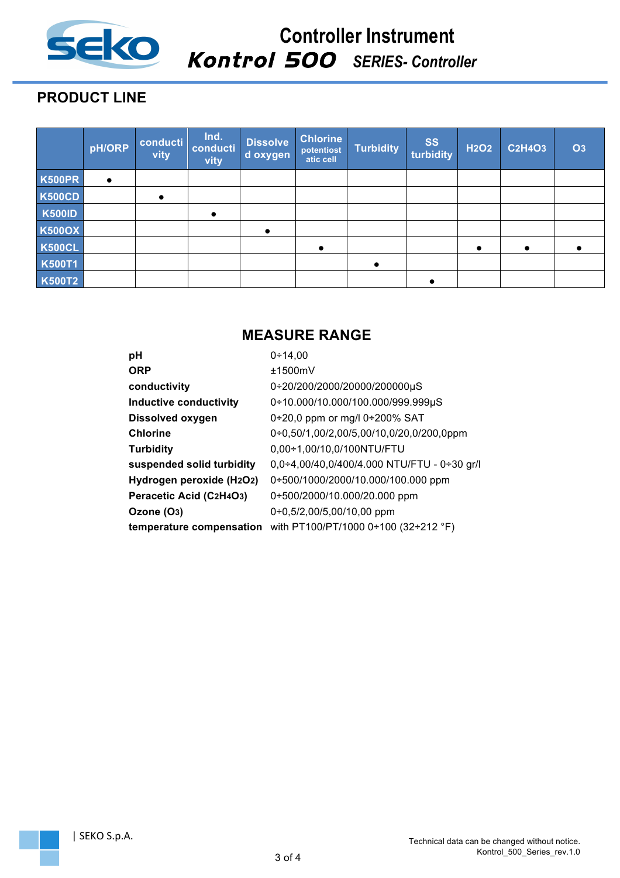# Controller Instrument

## *Kontrol 500* *SERIES- Controller*

## PRODUCT LINE

| | pH/ORP | conductivity | Ind. conductivity | Dissolved oxygen | Chlorine potentiostatic cell | Turbidity | SS turbidity | $H_2O_2$ | $C_2H_4O_3$ | $O_3$ |
|---|---|---|---|---|---|---|---|---|---|---|
| K500PR | ● | | | | | | | | | |
| K500CD | | ● | | | | | | | | |
| K500ID | | | ● | | | | | | | |
| K500OX | | | | ● | | | | | | |
| K500CL | | | | | ● | | | ● | ● | ● |
| K500T1 | | | | | | ● | | | | |
| K500T2 | | | | | | | ● | | | |

## MEASURE RANGE

| | |
|---|---|
| **pH** | 0÷14,00 |
| **ORP** | ±1500mV |
| **conductivity** | 0÷20/200/2000/20000/200000μS |
| **Inductive conductivity** | 0÷10.000/10.000/100.000/999.999μS |
| **Dissolved oxygen** | 0÷20,0 ppm or mg/l 0÷200% SAT |
| **Chlorine** | 0÷0,50/1,00/2,00/5,00/10,0/20,0/200,0ppm |
| **Turbidity** | 0,00÷1,00/10,0/100NTU/FTU |
| **suspended solid turbidity** | 0,0÷4,00/40,0/400/4.000 NTU/FTU - 0÷30 gr/l |
| **Hydrogen peroxide ($H_2O_2$)** | 0÷500/1000/2000/10.000/100.000 ppm |
| **Peracetic Acid ($C_2H_4O_3$)** | 0÷500/2000/10.000/20.000 ppm |
| **Ozone ($O_3$)** | 0÷0,5/2,00/5,00/10,00 ppm |
| **temperature compensation** | with PT100/PT/1000 0÷100 (32÷212 °F) |

| SEKO S.p.A.

Technical data can be changed without notice.
Kontrol_500_Series_rev.1.0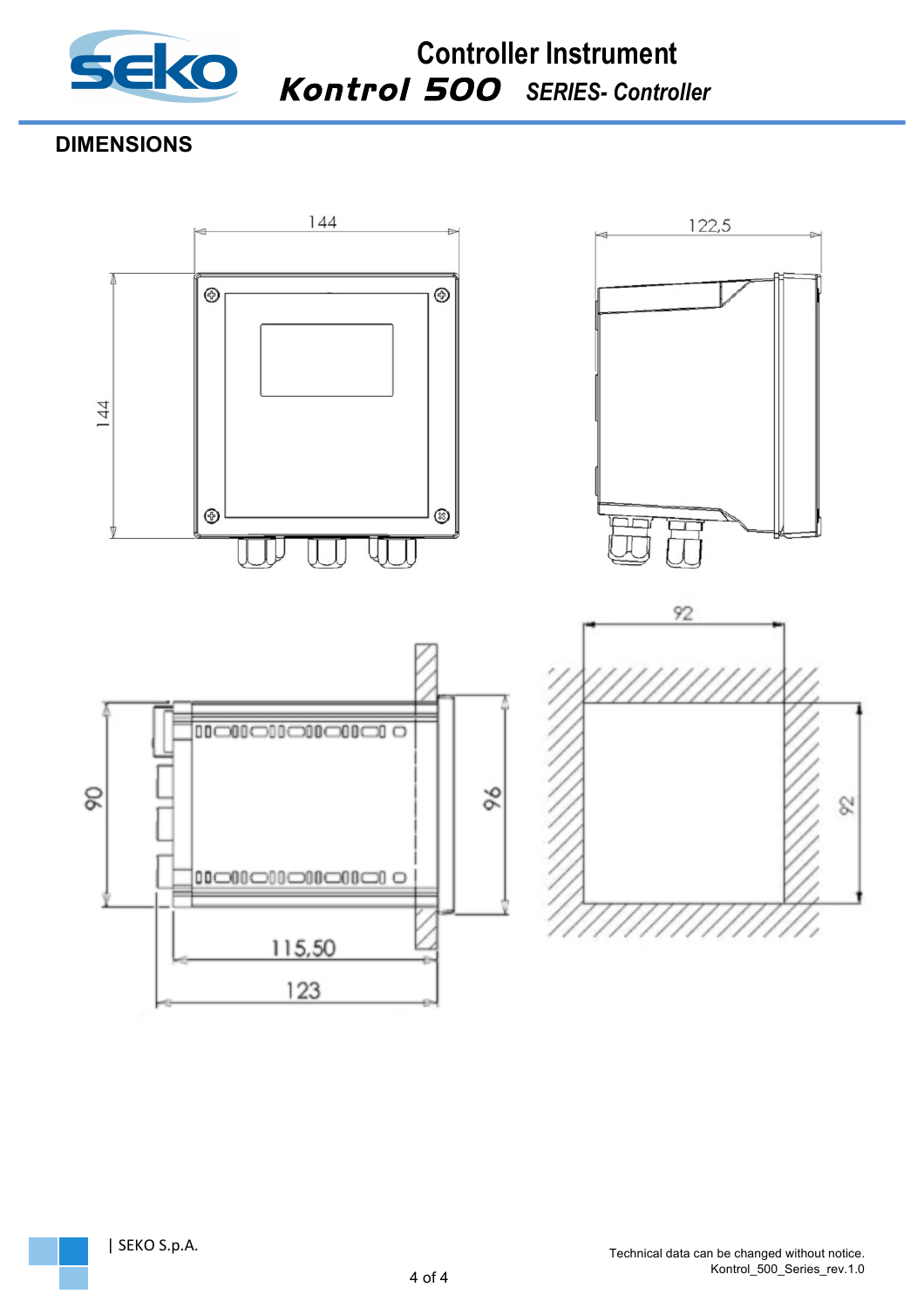## DIMENSIONS

144

144

122,5

92

90

96

92

115,50

123